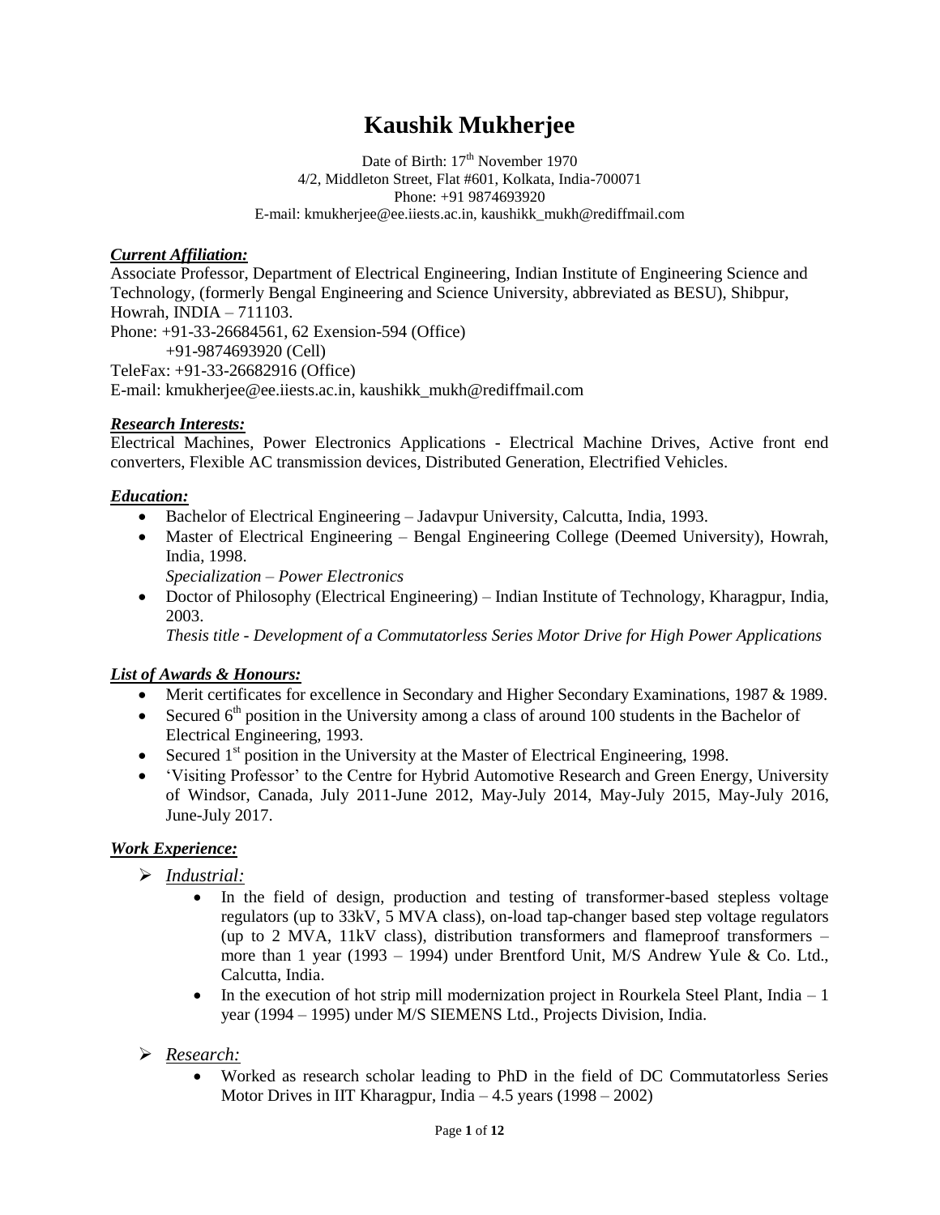# Kaushik Mukherjee

Date of Birth: 17th November 1970
4/2, Middleton Street, Flat #601, Kolkata, India-700071
Phone: +91 9874693920
E-mail: kmukherjee@ee.iiests.ac.in, kaushikk_mukh@rediffmail.com

### *Current Affiliation:*

Associate Professor, Department of Electrical Engineering, Indian Institute of Engineering Science and Technology, (formerly Bengal Engineering and Science University, abbreviated as BESU), Shibpur, Howrah, INDIA – 711103.
Phone: +91-33-26684561, 62 Exension-594 (Office)
+91-9874693920 (Cell)
TeleFax: +91-33-26682916 (Office)
E-mail: kmukherjee@ee.iiests.ac.in, kaushikk_mukh@rediffmail.com

### *Research Interests:*

Electrical Machines, Power Electronics Applications - Electrical Machine Drives, Active front end converters, Flexible AC transmission devices, Distributed Generation, Electrified Vehicles.

### *Education:*

- Bachelor of Electrical Engineering – Jadavpur University, Calcutta, India, 1993.
- Master of Electrical Engineering – Bengal Engineering College (Deemed University), Howrah, India, 1998.
  *Specialization – Power Electronics*
- Doctor of Philosophy (Electrical Engineering) – Indian Institute of Technology, Kharagpur, India, 2003.
  *Thesis title - Development of a Commutatorless Series Motor Drive for High Power Applications*

### *List of Awards & Honours:*

- Merit certificates for excellence in Secondary and Higher Secondary Examinations, 1987 & 1989.
- Secured 6th position in the University among a class of around 100 students in the Bachelor of Electrical Engineering, 1993.
- Secured 1st position in the University at the Master of Electrical Engineering, 1998.
- 'Visiting Professor' to the Centre for Hybrid Automotive Research and Green Energy, University of Windsor, Canada, July 2011-June 2012, May-July 2014, May-July 2015, May-July 2016, June-July 2017.

### *Work Experience:*

- *Industrial:*
  - In the field of design, production and testing of transformer-based stepless voltage regulators (up to 33kV, 5 MVA class), on-load tap-changer based step voltage regulators (up to 2 MVA, 11kV class), distribution transformers and flameproof transformers – more than 1 year (1993 – 1994) under Brentford Unit, M/S Andrew Yule & Co. Ltd., Calcutta, India.
  - In the execution of hot strip mill modernization project in Rourkela Steel Plant, India – 1 year (1994 – 1995) under M/S SIEMENS Ltd., Projects Division, India.

- *Research:*
  - Worked as research scholar leading to PhD in the field of DC Commutatorless Series Motor Drives in IIT Kharagpur, India – 4.5 years (1998 – 2002)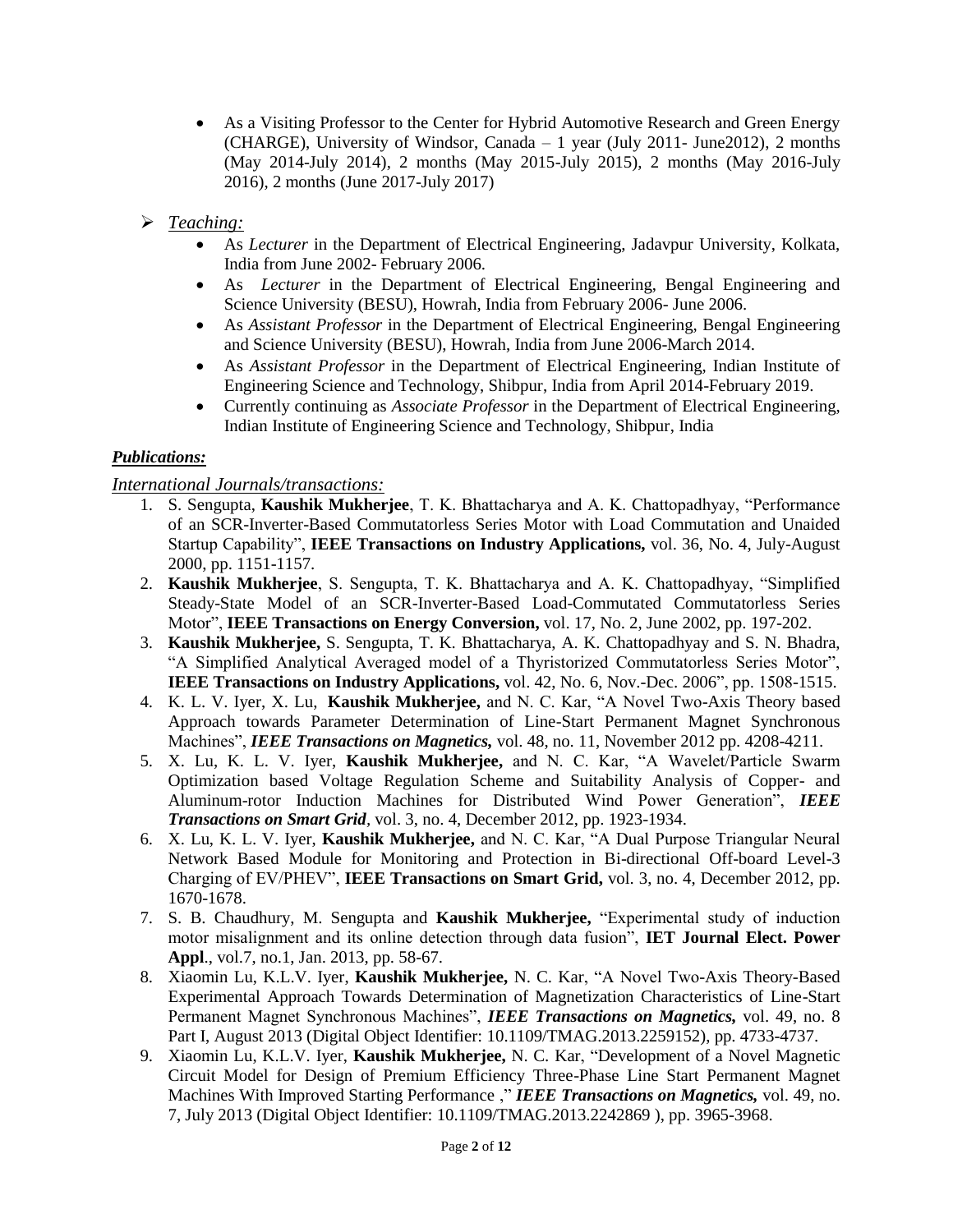- As a Visiting Professor to the Center for Hybrid Automotive Research and Green Energy (CHARGE), University of Windsor, Canada – 1 year (July 2011- June2012), 2 months (May 2014-July 2014), 2 months (May 2015-July 2015), 2 months (May 2016-July 2016), 2 months (June 2017-July 2017)

- *Teaching:*
  - As *Lecturer* in the Department of Electrical Engineering, Jadavpur University, Kolkata, India from June 2002- February 2006.
  - As *Lecturer* in the Department of Electrical Engineering, Bengal Engineering and Science University (BESU), Howrah, India from February 2006- June 2006.
  - As *Assistant Professor* in the Department of Electrical Engineering, Bengal Engineering and Science University (BESU), Howrah, India from June 2006-March 2014.
  - As *Assistant Professor* in the Department of Electrical Engineering, Indian Institute of Engineering Science and Technology, Shibpur, India from April 2014-February 2019.
  - Currently continuing as *Associate Professor* in the Department of Electrical Engineering, Indian Institute of Engineering Science and Technology, Shibpur, India

***Publications:***

*International Journals/transactions:*

1. S. Sengupta, **Kaushik Mukherjee**, T. K. Bhattacharya and A. K. Chattopadhyay, "Performance of an SCR-Inverter-Based Commutatorless Series Motor with Load Commutation and Unaided Startup Capability", **IEEE Transactions on Industry Applications,** vol. 36, No. 4, July-August 2000, pp. 1151-1157.
2. **Kaushik Mukherjee**, S. Sengupta, T. K. Bhattacharya and A. K. Chattopadhyay, "Simplified Steady-State Model of an SCR-Inverter-Based Load-Commutated Commutatorless Series Motor", **IEEE Transactions on Energy Conversion,** vol. 17, No. 2, June 2002, pp. 197-202.
3. **Kaushik Mukherjee,** S. Sengupta, T. K. Bhattacharya, A. K. Chattopadhyay and S. N. Bhadra, "A Simplified Analytical Averaged model of a Thyristorized Commutatorless Series Motor", **IEEE Transactions on Industry Applications,** vol. 42, No. 6, Nov.-Dec. 2006", pp. 1508-1515.
4. K. L. V. Iyer, X. Lu, **Kaushik Mukherjee,** and N. C. Kar, "A Novel Two-Axis Theory based Approach towards Parameter Determination of Line-Start Permanent Magnet Synchronous Machines", ***IEEE Transactions on Magnetics,*** vol. 48, no. 11, November 2012 pp. 4208-4211.
5. X. Lu, K. L. V. Iyer, **Kaushik Mukherjee,** and N. C. Kar, "A Wavelet/Particle Swarm Optimization based Voltage Regulation Scheme and Suitability Analysis of Copper- and Aluminum-rotor Induction Machines for Distributed Wind Power Generation", ***IEEE Transactions on Smart Grid***, vol. 3, no. 4, December 2012, pp. 1923-1934.
6. X. Lu, K. L. V. Iyer, **Kaushik Mukherjee,** and N. C. Kar, "A Dual Purpose Triangular Neural Network Based Module for Monitoring and Protection in Bi-directional Off-board Level-3 Charging of EV/PHEV", **IEEE Transactions on Smart Grid,** vol. 3, no. 4, December 2012, pp. 1670-1678.
7. S. B. Chaudhury, M. Sengupta and **Kaushik Mukherjee,** "Experimental study of induction motor misalignment and its online detection through data fusion", **IET Journal Elect. Power Appl**., vol.7, no.1, Jan. 2013, pp. 58-67.
8. Xiaomin Lu, K.L.V. Iyer, **Kaushik Mukherjee,** N. C. Kar, "A Novel Two-Axis Theory-Based Experimental Approach Towards Determination of Magnetization Characteristics of Line-Start Permanent Magnet Synchronous Machines", ***IEEE Transactions on Magnetics,*** vol. 49, no. 8 Part I, August 2013 (Digital Object Identifier: 10.1109/TMAG.2013.2259152), pp. 4733-4737.
9. Xiaomin Lu, K.L.V. Iyer, **Kaushik Mukherjee,** N. C. Kar, "Development of a Novel Magnetic Circuit Model for Design of Premium Efficiency Three-Phase Line Start Permanent Magnet Machines With Improved Starting Performance ," ***IEEE Transactions on Magnetics,*** vol. 49, no. 7, July 2013 (Digital Object Identifier: 10.1109/TMAG.2013.2242869 ), pp. 3965-3968.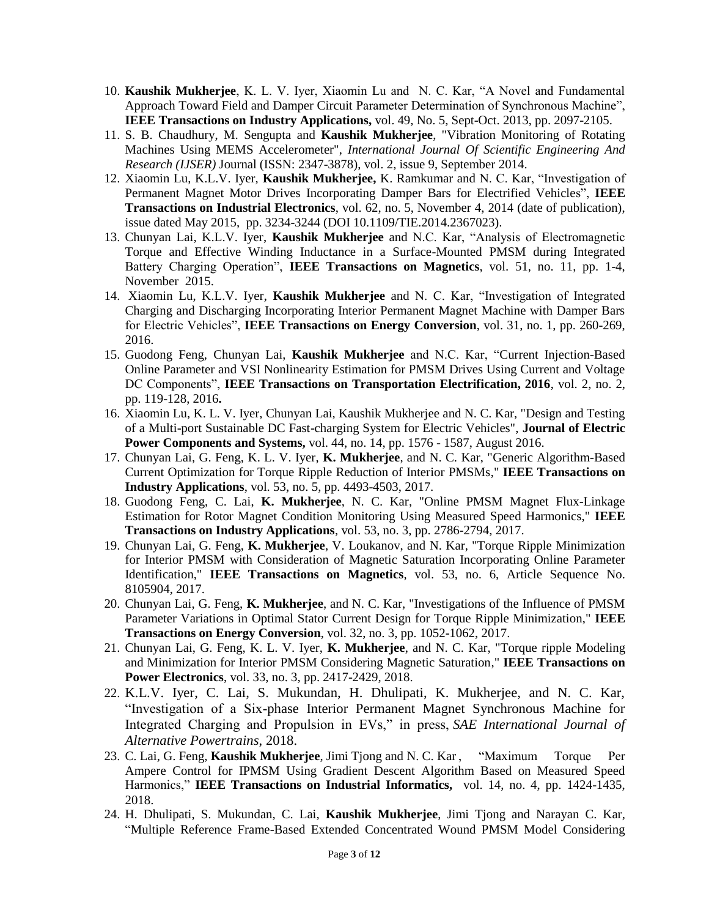10. **Kaushik Mukherjee**, K. L. V. Iyer, Xiaomin Lu and N. C. Kar, "A Novel and Fundamental Approach Toward Field and Damper Circuit Parameter Determination of Synchronous Machine", **IEEE Transactions on Industry Applications,** vol. 49, No. 5, Sept-Oct. 2013, pp. 2097-2105.
11. S. B. Chaudhury, M. Sengupta and **Kaushik Mukherjee**, "Vibration Monitoring of Rotating Machines Using MEMS Accelerometer", *International Journal Of Scientific Engineering And Research (IJSER)* Journal (ISSN: 2347-3878), vol. 2, issue 9, September 2014.
12. Xiaomin Lu, K.L.V. Iyer, **Kaushik Mukherjee,** K. Ramkumar and N. C. Kar, "Investigation of Permanent Magnet Motor Drives Incorporating Damper Bars for Electrified Vehicles", **IEEE Transactions on Industrial Electronics**, vol. 62, no. 5, November 4, 2014 (date of publication), issue dated May 2015, pp. 3234-3244 (DOI 10.1109/TIE.2014.2367023).
13. Chunyan Lai, K.L.V. Iyer, **Kaushik Mukherjee** and N.C. Kar, "Analysis of Electromagnetic Torque and Effective Winding Inductance in a Surface-Mounted PMSM during Integrated Battery Charging Operation", **IEEE Transactions on Magnetics**, vol. 51, no. 11, pp. 1-4, November 2015.
14. Xiaomin Lu, K.L.V. Iyer, **Kaushik Mukherjee** and N. C. Kar, "Investigation of Integrated Charging and Discharging Incorporating Interior Permanent Magnet Machine with Damper Bars for Electric Vehicles", **IEEE Transactions on Energy Conversion**, vol. 31, no. 1, pp. 260-269, 2016.
15. Guodong Feng, Chunyan Lai, **Kaushik Mukherjee** and N.C. Kar, "Current Injection-Based Online Parameter and VSI Nonlinearity Estimation for PMSM Drives Using Current and Voltage DC Components", **IEEE Transactions on Transportation Electrification, 2016**, vol. 2, no. 2, pp. 119-128, 2016**.**
16. Xiaomin Lu, K. L. V. Iyer, Chunyan Lai, Kaushik Mukherjee and N. C. Kar, "Design and Testing of a Multi-port Sustainable DC Fast-charging System for Electric Vehicles", **Journal of Electric Power Components and Systems,** vol. 44, no. 14, pp. 1576 - 1587, August 2016.
17. Chunyan Lai, G. Feng, K. L. V. Iyer, **K. Mukherjee**, and N. C. Kar, "Generic Algorithm-Based Current Optimization for Torque Ripple Reduction of Interior PMSMs," **IEEE Transactions on Industry Applications**, vol. 53, no. 5, pp. 4493-4503, 2017.
18. Guodong Feng, C. Lai, **K. Mukherjee**, N. C. Kar, "Online PMSM Magnet Flux-Linkage Estimation for Rotor Magnet Condition Monitoring Using Measured Speed Harmonics," **IEEE Transactions on Industry Applications**, vol. 53, no. 3, pp. 2786-2794, 2017.
19. Chunyan Lai, G. Feng, **K. Mukherjee**, V. Loukanov, and N. Kar, "Torque Ripple Minimization for Interior PMSM with Consideration of Magnetic Saturation Incorporating Online Parameter Identification," **IEEE Transactions on Magnetics**, vol. 53, no. 6, Article Sequence No. 8105904, 2017.
20. Chunyan Lai, G. Feng, **K. Mukherjee**, and N. C. Kar, "Investigations of the Influence of PMSM Parameter Variations in Optimal Stator Current Design for Torque Ripple Minimization," **IEEE Transactions on Energy Conversion**, vol. 32, no. 3, pp. 1052-1062, 2017.
21. Chunyan Lai, G. Feng, K. L. V. Iyer, **K. Mukherjee**, and N. C. Kar, "Torque ripple Modeling and Minimization for Interior PMSM Considering Magnetic Saturation," **IEEE Transactions on Power Electronics**, vol. 33, no. 3, pp. 2417-2429, 2018.
22. K.L.V. Iyer, C. Lai, S. Mukundan, H. Dhulipati, K. Mukherjee, and N. C. Kar, "Investigation of a Six-phase Interior Permanent Magnet Synchronous Machine for Integrated Charging and Propulsion in EVs," in press, *SAE International Journal of Alternative Powertrains*, 2018.
23. C. Lai, G. Feng, **Kaushik Mukherjee**, Jimi Tjong and N. C. Kar, "Maximum Torque Per Ampere Control for IPMSM Using Gradient Descent Algorithm Based on Measured Speed Harmonics," **IEEE Transactions on Industrial Informatics,** vol. 14, no. 4, pp. 1424-1435, 2018.
24. H. Dhulipati, S. Mukundan, C. Lai, **Kaushik Mukherjee**, Jimi Tjong and Narayan C. Kar, "Multiple Reference Frame-Based Extended Concentrated Wound PMSM Model Considering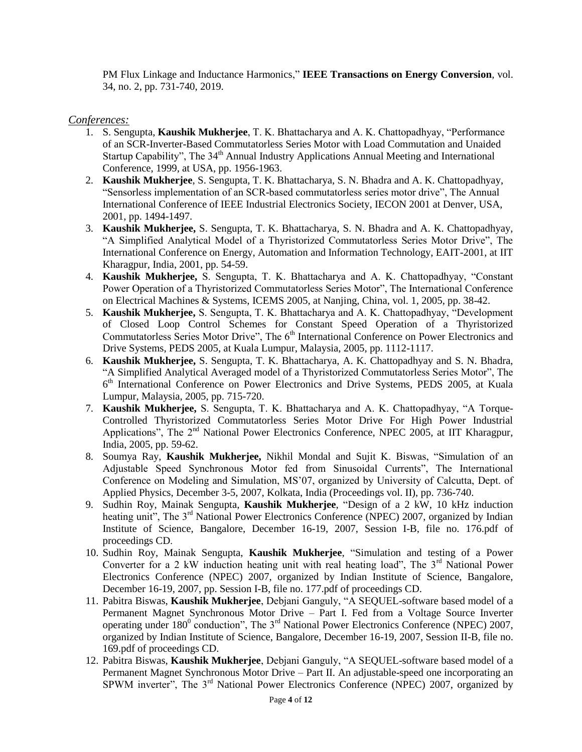PM Flux Linkage and Inductance Harmonics," **IEEE Transactions on Energy Conversion**, vol. 34, no. 2, pp. 731-740, 2019.

*Conferences:*

1. S. Sengupta, **Kaushik Mukherjee**, T. K. Bhattacharya and A. K. Chattopadhyay, "Performance of an SCR-Inverter-Based Commutatorless Series Motor with Load Commutation and Unaided Startup Capability", The 34th Annual Industry Applications Annual Meeting and International Conference, 1999, at USA, pp. 1956-1963.
2. **Kaushik Mukherjee**, S. Sengupta, T. K. Bhattacharya, S. N. Bhadra and A. K. Chattopadhyay, "Sensorless implementation of an SCR-based commutatorless series motor drive", The Annual International Conference of IEEE Industrial Electronics Society, IECON 2001 at Denver, USA, 2001, pp. 1494-1497.
3. **Kaushik Mukherjee,** S. Sengupta, T. K. Bhattacharya, S. N. Bhadra and A. K. Chattopadhyay, "A Simplified Analytical Model of a Thyristorized Commutatorless Series Motor Drive", The International Conference on Energy, Automation and Information Technology, EAIT-2001, at IIT Kharagpur, India, 2001, pp. 54-59.
4. **Kaushik Mukherjee,** S. Sengupta, T. K. Bhattacharya and A. K. Chattopadhyay, "Constant Power Operation of a Thyristorized Commutatorless Series Motor", The International Conference on Electrical Machines & Systems, ICEMS 2005, at Nanjing, China, vol. 1, 2005, pp. 38-42.
5. **Kaushik Mukherjee,** S. Sengupta, T. K. Bhattacharya and A. K. Chattopadhyay, "Development of Closed Loop Control Schemes for Constant Speed Operation of a Thyristorized Commutatorless Series Motor Drive", The 6th International Conference on Power Electronics and Drive Systems, PEDS 2005, at Kuala Lumpur, Malaysia, 2005, pp. 1112-1117.
6. **Kaushik Mukherjee,** S. Sengupta, T. K. Bhattacharya, A. K. Chattopadhyay and S. N. Bhadra, "A Simplified Analytical Averaged model of a Thyristorized Commutatorless Series Motor", The 6th International Conference on Power Electronics and Drive Systems, PEDS 2005, at Kuala Lumpur, Malaysia, 2005, pp. 715-720.
7. **Kaushik Mukherjee,** S. Sengupta, T. K. Bhattacharya and A. K. Chattopadhyay, "A Torque-Controlled Thyristorized Commutatorless Series Motor Drive For High Power Industrial Applications", The 2nd National Power Electronics Conference, NPEC 2005, at IIT Kharagpur, India, 2005, pp. 59-62.
8. Soumya Ray, **Kaushik Mukherjee,** Nikhil Mondal and Sujit K. Biswas, "Simulation of an Adjustable Speed Synchronous Motor fed from Sinusoidal Currents", The International Conference on Modeling and Simulation, MS'07, organized by University of Calcutta, Dept. of Applied Physics, December 3-5, 2007, Kolkata, India (Proceedings vol. II), pp. 736-740.
9. Sudhin Roy, Mainak Sengupta, **Kaushik Mukherjee**, "Design of a 2 kW, 10 kHz induction heating unit", The 3rd National Power Electronics Conference (NPEC) 2007, organized by Indian Institute of Science, Bangalore, December 16-19, 2007, Session I-B, file no. 176.pdf of proceedings CD.
10. Sudhin Roy, Mainak Sengupta, **Kaushik Mukherjee**, "Simulation and testing of a Power Converter for a 2 kW induction heating unit with real heating load", The 3rd National Power Electronics Conference (NPEC) 2007, organized by Indian Institute of Science, Bangalore, December 16-19, 2007, pp. Session I-B, file no. 177.pdf of proceedings CD.
11. Pabitra Biswas, **Kaushik Mukherjee**, Debjani Ganguly, "A SEQUEL-software based model of a Permanent Magnet Synchronous Motor Drive – Part I. Fed from a Voltage Source Inverter operating under $180^0$ conduction", The 3rd National Power Electronics Conference (NPEC) 2007, organized by Indian Institute of Science, Bangalore, December 16-19, 2007, Session II-B, file no. 169.pdf of proceedings CD.
12. Pabitra Biswas, **Kaushik Mukherjee**, Debjani Ganguly, "A SEQUEL-software based model of a Permanent Magnet Synchronous Motor Drive – Part II. An adjustable-speed one incorporating an SPWM inverter", The 3rd National Power Electronics Conference (NPEC) 2007, organized by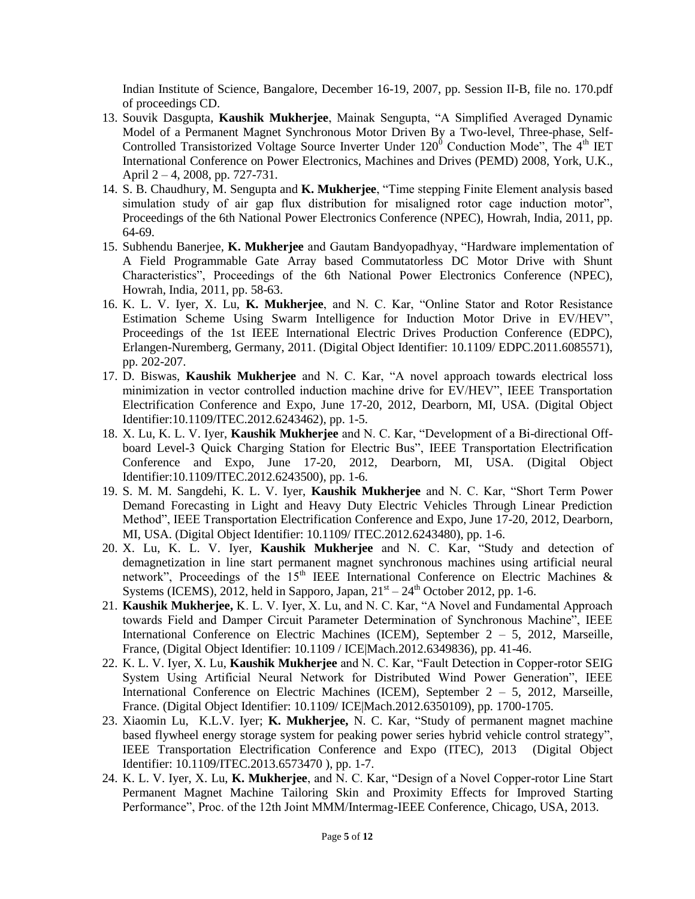Indian Institute of Science, Bangalore, December 16-19, 2007, pp. Session II-B, file no. 170.pdf of proceedings CD.

13. Souvik Dasgupta, **Kaushik Mukherjee**, Mainak Sengupta, "A Simplified Averaged Dynamic Model of a Permanent Magnet Synchronous Motor Driven By a Two-level, Three-phase, Self-Controlled Transistorized Voltage Source Inverter Under $120^0$ Conduction Mode", The 4th IET International Conference on Power Electronics, Machines and Drives (PEMD) 2008, York, U.K., April 2 – 4, 2008, pp. 727-731.
14. S. B. Chaudhury, M. Sengupta and **K. Mukherjee**, "Time stepping Finite Element analysis based simulation study of air gap flux distribution for misaligned rotor cage induction motor", Proceedings of the 6th National Power Electronics Conference (NPEC), Howrah, India, 2011, pp. 64-69.
15. Subhendu Banerjee, **K. Mukherjee** and Gautam Bandyopadhyay, "Hardware implementation of A Field Programmable Gate Array based Commutatorless DC Motor Drive with Shunt Characteristics", Proceedings of the 6th National Power Electronics Conference (NPEC), Howrah, India, 2011, pp. 58-63.
16. K. L. V. Iyer, X. Lu, **K. Mukherjee**, and N. C. Kar, "Online Stator and Rotor Resistance Estimation Scheme Using Swarm Intelligence for Induction Motor Drive in EV/HEV", Proceedings of the 1st IEEE International Electric Drives Production Conference (EDPC), Erlangen-Nuremberg, Germany, 2011. (Digital Object Identifier: 10.1109/ EDPC.2011.6085571), pp. 202-207.
17. D. Biswas, **Kaushik Mukherjee** and N. C. Kar, "A novel approach towards electrical loss minimization in vector controlled induction machine drive for EV/HEV", IEEE Transportation Electrification Conference and Expo, June 17-20, 2012, Dearborn, MI, USA. (Digital Object Identifier:10.1109/ITEC.2012.6243462), pp. 1-5.
18. X. Lu, K. L. V. Iyer, **Kaushik Mukherjee** and N. C. Kar, "Development of a Bi-directional Off-board Level-3 Quick Charging Station for Electric Bus", IEEE Transportation Electrification Conference and Expo, June 17-20, 2012, Dearborn, MI, USA. (Digital Object Identifier:10.1109/ITEC.2012.6243500), pp. 1-6.
19. S. M. M. Sangdehi, K. L. V. Iyer, **Kaushik Mukherjee** and N. C. Kar, "Short Term Power Demand Forecasting in Light and Heavy Duty Electric Vehicles Through Linear Prediction Method", IEEE Transportation Electrification Conference and Expo, June 17-20, 2012, Dearborn, MI, USA. (Digital Object Identifier: 10.1109/ ITEC.2012.6243480), pp. 1-6.
20. X. Lu, K. L. V. Iyer, **Kaushik Mukherjee** and N. C. Kar, "Study and detection of demagnetization in line start permanent magnet synchronous machines using artificial neural network", Proceedings of the 15th IEEE International Conference on Electric Machines & Systems (ICEMS), 2012, held in Sapporo, Japan, 21st – 24th October 2012, pp. 1-6.
21. **Kaushik Mukherjee,** K. L. V. Iyer, X. Lu, and N. C. Kar, "A Novel and Fundamental Approach towards Field and Damper Circuit Parameter Determination of Synchronous Machine", IEEE International Conference on Electric Machines (ICEM), September 2 – 5, 2012, Marseille, France, (Digital Object Identifier: 10.1109 / ICE|Mach.2012.6349836), pp. 41-46.
22. K. L. V. Iyer, X. Lu, **Kaushik Mukherjee** and N. C. Kar, "Fault Detection in Copper-rotor SEIG System Using Artificial Neural Network for Distributed Wind Power Generation", IEEE International Conference on Electric Machines (ICEM), September 2 – 5, 2012, Marseille, France. (Digital Object Identifier: 10.1109/ ICE|Mach.2012.6350109), pp. 1700-1705.
23. Xiaomin Lu, K.L.V. Iyer; **K. Mukherjee,** N. C. Kar, "Study of permanent magnet machine based flywheel energy storage system for peaking power series hybrid vehicle control strategy", IEEE Transportation Electrification Conference and Expo (ITEC), 2013 (Digital Object Identifier: 10.1109/ITEC.2013.6573470 ), pp. 1-7.
24. K. L. V. Iyer, X. Lu, **K. Mukherjee**, and N. C. Kar, "Design of a Novel Copper-rotor Line Start Permanent Magnet Machine Tailoring Skin and Proximity Effects for Improved Starting Performance", Proc. of the 12th Joint MMM/Intermag-IEEE Conference, Chicago, USA, 2013.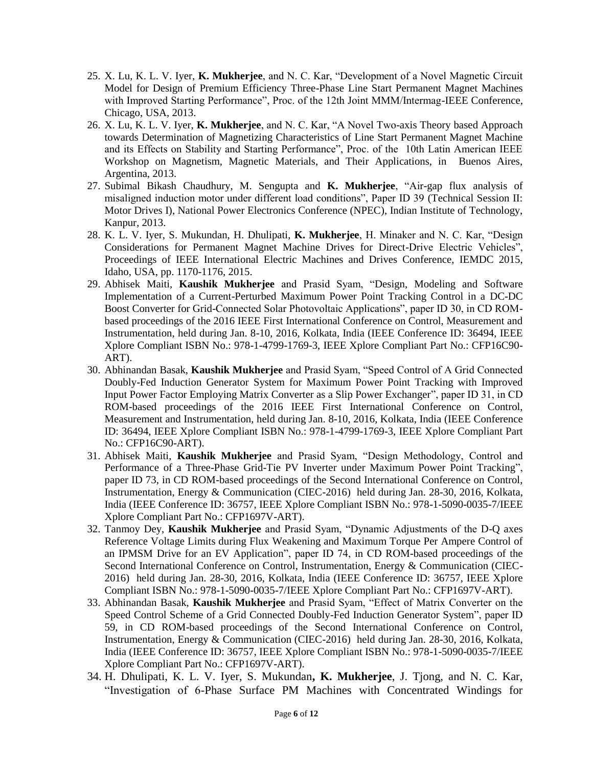25. X. Lu, K. L. V. Iyer, **K. Mukherjee**, and N. C. Kar, "Development of a Novel Magnetic Circuit Model for Design of Premium Efficiency Three-Phase Line Start Permanent Magnet Machines with Improved Starting Performance", Proc. of the 12th Joint MMM/Intermag-IEEE Conference, Chicago, USA, 2013.
26. X. Lu, K. L. V. Iyer, **K. Mukherjee**, and N. C. Kar, "A Novel Two-axis Theory based Approach towards Determination of Magnetizing Characteristics of Line Start Permanent Magnet Machine and its Effects on Stability and Starting Performance", Proc. of the 10th Latin American IEEE Workshop on Magnetism, Magnetic Materials, and Their Applications, in Buenos Aires, Argentina, 2013.
27. Subimal Bikash Chaudhury, M. Sengupta and **K. Mukherjee**, "Air-gap flux analysis of misaligned induction motor under different load conditions", Paper ID 39 (Technical Session II: Motor Drives I), National Power Electronics Conference (NPEC), Indian Institute of Technology, Kanpur, 2013.
28. K. L. V. Iyer, S. Mukundan, H. Dhulipati, **K. Mukherjee**, H. Minaker and N. C. Kar, "Design Considerations for Permanent Magnet Machine Drives for Direct-Drive Electric Vehicles", Proceedings of IEEE International Electric Machines and Drives Conference, IEMDC 2015, Idaho, USA, pp. 1170-1176, 2015.
29. Abhisek Maiti, **Kaushik Mukherjee** and Prasid Syam, "Design, Modeling and Software Implementation of a Current-Perturbed Maximum Power Point Tracking Control in a DC-DC Boost Converter for Grid-Connected Solar Photovoltaic Applications", paper ID 30, in CD ROM-based proceedings of the 2016 IEEE First International Conference on Control, Measurement and Instrumentation, held during Jan. 8-10, 2016, Kolkata, India (IEEE Conference ID: 36494, IEEE Xplore Compliant ISBN No.: 978-1-4799-1769-3, IEEE Xplore Compliant Part No.: CFP16C90-ART).
30. Abhinandan Basak, **Kaushik Mukherjee** and Prasid Syam, "Speed Control of A Grid Connected Doubly-Fed Induction Generator System for Maximum Power Point Tracking with Improved Input Power Factor Employing Matrix Converter as a Slip Power Exchanger", paper ID 31, in CD ROM-based proceedings of the 2016 IEEE First International Conference on Control, Measurement and Instrumentation, held during Jan. 8-10, 2016, Kolkata, India (IEEE Conference ID: 36494, IEEE Xplore Compliant ISBN No.: 978-1-4799-1769-3, IEEE Xplore Compliant Part No.: CFP16C90-ART).
31. Abhisek Maiti, **Kaushik Mukherjee** and Prasid Syam, "Design Methodology, Control and Performance of a Three-Phase Grid-Tie PV Inverter under Maximum Power Point Tracking", paper ID 73, in CD ROM-based proceedings of the Second International Conference on Control, Instrumentation, Energy & Communication (CIEC-2016) held during Jan. 28-30, 2016, Kolkata, India (IEEE Conference ID: 36757, IEEE Xplore Compliant ISBN No.: 978-1-5090-0035-7/IEEE Xplore Compliant Part No.: CFP1697V-ART).
32. Tanmoy Dey, **Kaushik Mukherjee** and Prasid Syam, "Dynamic Adjustments of the D-Q axes Reference Voltage Limits during Flux Weakening and Maximum Torque Per Ampere Control of an IPMSM Drive for an EV Application", paper ID 74, in CD ROM-based proceedings of the Second International Conference on Control, Instrumentation, Energy & Communication (CIEC-2016) held during Jan. 28-30, 2016, Kolkata, India (IEEE Conference ID: 36757, IEEE Xplore Compliant ISBN No.: 978-1-5090-0035-7/IEEE Xplore Compliant Part No.: CFP1697V-ART).
33. Abhinandan Basak, **Kaushik Mukherjee** and Prasid Syam, "Effect of Matrix Converter on the Speed Control Scheme of a Grid Connected Doubly-Fed Induction Generator System", paper ID 59, in CD ROM-based proceedings of the Second International Conference on Control, Instrumentation, Energy & Communication (CIEC-2016) held during Jan. 28-30, 2016, Kolkata, India (IEEE Conference ID: 36757, IEEE Xplore Compliant ISBN No.: 978-1-5090-0035-7/IEEE Xplore Compliant Part No.: CFP1697V-ART).
34. H. Dhulipati, K. L. V. Iyer, S. Mukundan**, K. Mukherjee**, J. Tjong, and N. C. Kar, "Investigation of 6-Phase Surface PM Machines with Concentrated Windings for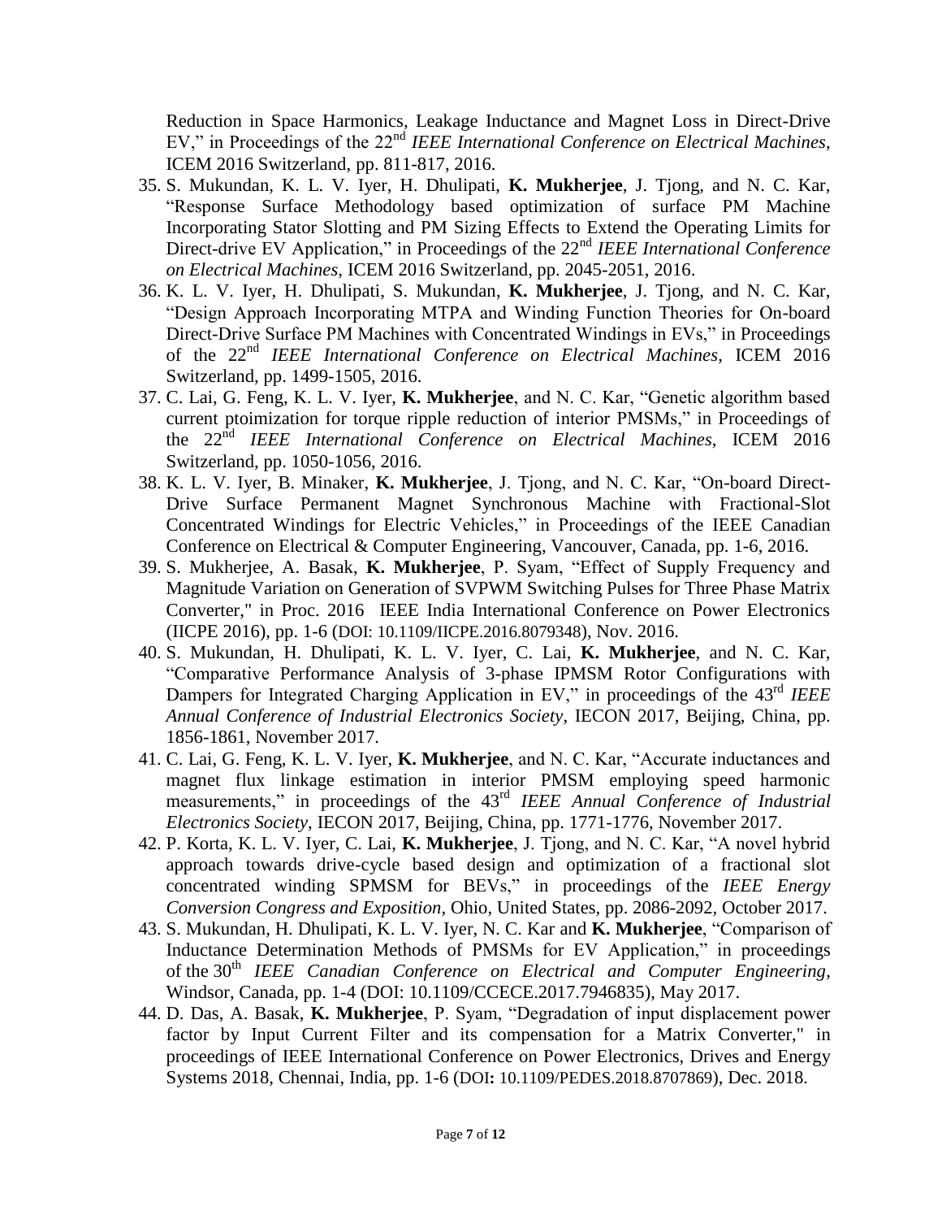Reduction in Space Harmonics, Leakage Inductance and Magnet Loss in Direct-Drive EV," in Proceedings of the 22nd *IEEE International Conference on Electrical Machines*, ICEM 2016 Switzerland, pp. 811-817, 2016.

35. S. Mukundan, K. L. V. Iyer, H. Dhulipati, **K. Mukherjee**, J. Tjong, and N. C. Kar, "Response Surface Methodology based optimization of surface PM Machine Incorporating Stator Slotting and PM Sizing Effects to Extend the Operating Limits for Direct-drive EV Application," in Proceedings of the 22nd *IEEE International Conference on Electrical Machines*, ICEM 2016 Switzerland, pp. 2045-2051, 2016.
36. K. L. V. Iyer, H. Dhulipati, S. Mukundan, **K. Mukherjee**, J. Tjong, and N. C. Kar, "Design Approach Incorporating MTPA and Winding Function Theories for On-board Direct-Drive Surface PM Machines with Concentrated Windings in EVs," in Proceedings of the 22nd *IEEE International Conference on Electrical Machines*, ICEM 2016 Switzerland, pp. 1499-1505, 2016.
37. C. Lai, G. Feng, K. L. V. Iyer, **K. Mukherjee**, and N. C. Kar, "Genetic algorithm based current ptoimization for torque ripple reduction of interior PMSMs," in Proceedings of the 22nd *IEEE International Conference on Electrical Machines*, ICEM 2016 Switzerland, pp. 1050-1056, 2016.
38. K. L. V. Iyer, B. Minaker, **K. Mukherjee**, J. Tjong, and N. C. Kar, "On-board Direct-Drive Surface Permanent Magnet Synchronous Machine with Fractional-Slot Concentrated Windings for Electric Vehicles," in Proceedings of the IEEE Canadian Conference on Electrical & Computer Engineering, Vancouver, Canada, pp. 1-6, 2016.
39. S. Mukherjee, A. Basak, **K. Mukherjee**, P. Syam, "Effect of Supply Frequency and Magnitude Variation on Generation of SVPWM Switching Pulses for Three Phase Matrix Converter," in Proc. 2016 IEEE India International Conference on Power Electronics (IICPE 2016), pp. 1-6 (DOI: 10.1109/IICPE.2016.8079348), Nov. 2016.
40. S. Mukundan, H. Dhulipati, K. L. V. Iyer, C. Lai, **K. Mukherjee**, and N. C. Kar, "Comparative Performance Analysis of 3-phase IPMSM Rotor Configurations with Dampers for Integrated Charging Application in EV," in proceedings of the 43rd *IEEE Annual Conference of Industrial Electronics Society*, IECON 2017, Beijing, China, pp. 1856-1861, November 2017.
41. C. Lai, G. Feng, K. L. V. Iyer, **K. Mukherjee**, and N. C. Kar, "Accurate inductances and magnet flux linkage estimation in interior PMSM employing speed harmonic measurements," in proceedings of the 43rd *IEEE Annual Conference of Industrial Electronics Society*, IECON 2017, Beijing, China, pp. 1771-1776, November 2017.
42. P. Korta, K. L. V. Iyer, C. Lai, **K. Mukherjee**, J. Tjong, and N. C. Kar, "A novel hybrid approach towards drive-cycle based design and optimization of a fractional slot concentrated winding SPMSM for BEVs," in proceedings of the *IEEE Energy Conversion Congress and Exposition*, Ohio, United States, pp. 2086-2092, October 2017.
43. S. Mukundan, H. Dhulipati, K. L. V. Iyer, N. C. Kar and **K. Mukherjee**, "Comparison of Inductance Determination Methods of PMSMs for EV Application," in proceedings of the 30th *IEEE Canadian Conference on Electrical and Computer Engineering*, Windsor, Canada, pp. 1-4 (DOI: 10.1109/CCECE.2017.7946835), May 2017.
44. D. Das, A. Basak, **K. Mukherjee**, P. Syam, "Degradation of input displacement power factor by Input Current Filter and its compensation for a Matrix Converter," in proceedings of IEEE International Conference on Power Electronics, Drives and Energy Systems 2018, Chennai, India, pp. 1-6 (DOI**:** 10.1109/PEDES.2018.8707869), Dec. 2018.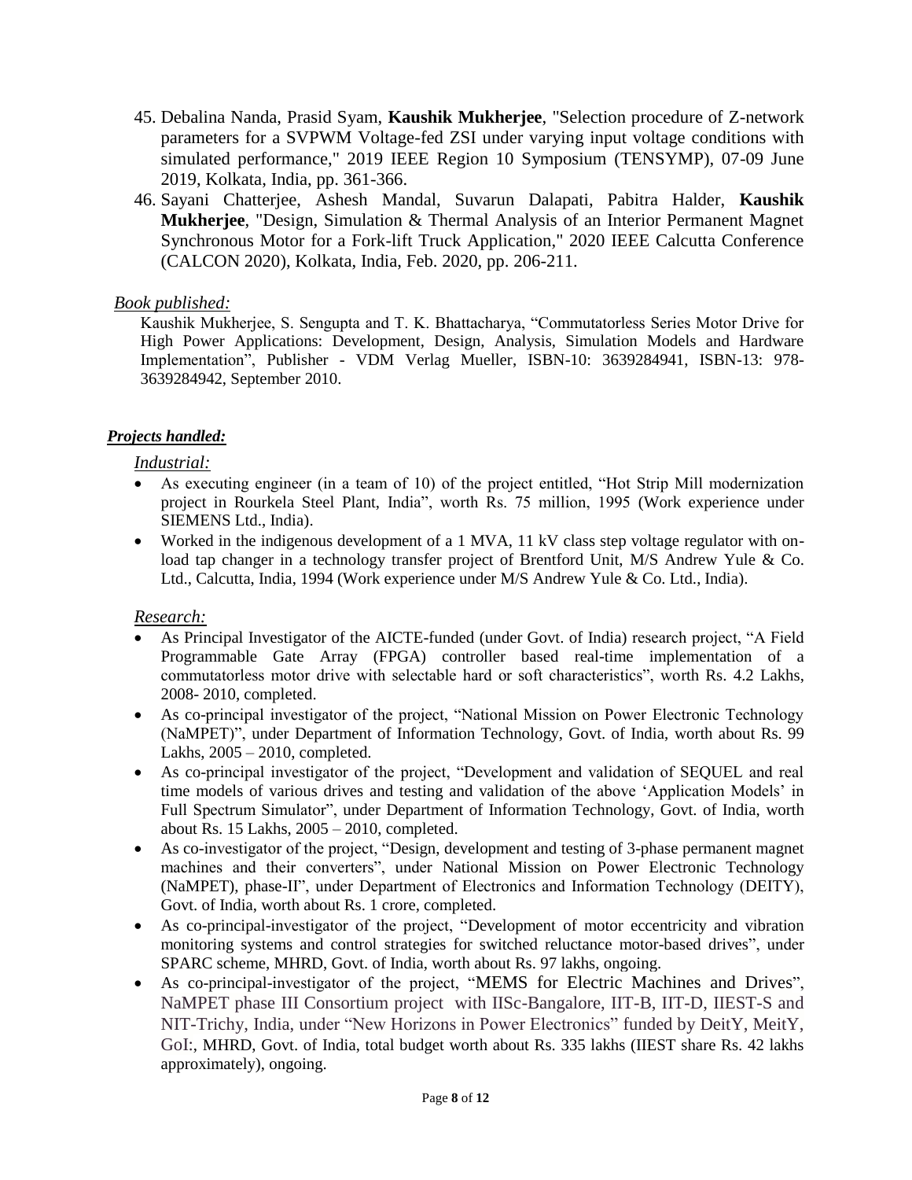45. Debalina Nanda, Prasid Syam, **Kaushik Mukherjee**, "Selection procedure of Z-network parameters for a SVPWM Voltage-fed ZSI under varying input voltage conditions with simulated performance," 2019 IEEE Region 10 Symposium (TENSYMP), 07-09 June 2019, Kolkata, India, pp. 361-366.
46. Sayani Chatterjee, Ashesh Mandal, Suvarun Dalapati, Pabitra Halder, **Kaushik Mukherjee**, "Design, Simulation & Thermal Analysis of an Interior Permanent Magnet Synchronous Motor for a Fork-lift Truck Application," 2020 IEEE Calcutta Conference (CALCON 2020), Kolkata, India, Feb. 2020, pp. 206-211.

*Book published:*

Kaushik Mukherjee, S. Sengupta and T. K. Bhattacharya, "Commutatorless Series Motor Drive for High Power Applications: Development, Design, Analysis, Simulation Models and Hardware Implementation", Publisher - VDM Verlag Mueller, ISBN-10: 3639284941, ISBN-13: 978-3639284942, September 2010.

***Projects handled:***

*Industrial:*

- As executing engineer (in a team of 10) of the project entitled, "Hot Strip Mill modernization project in Rourkela Steel Plant, India", worth Rs. 75 million, 1995 (Work experience under SIEMENS Ltd., India).
- Worked in the indigenous development of a 1 MVA, 11 kV class step voltage regulator with on-load tap changer in a technology transfer project of Brentford Unit, M/S Andrew Yule & Co. Ltd., Calcutta, India, 1994 (Work experience under M/S Andrew Yule & Co. Ltd., India).

*Research:*

- As Principal Investigator of the AICTE-funded (under Govt. of India) research project, "A Field Programmable Gate Array (FPGA) controller based real-time implementation of a commutatorless motor drive with selectable hard or soft characteristics", worth Rs. 4.2 Lakhs, 2008- 2010, completed.
- As co-principal investigator of the project, "National Mission on Power Electronic Technology (NaMPET)", under Department of Information Technology, Govt. of India, worth about Rs. 99 Lakhs, 2005 – 2010, completed.
- As co-principal investigator of the project, "Development and validation of SEQUEL and real time models of various drives and testing and validation of the above 'Application Models' in Full Spectrum Simulator", under Department of Information Technology, Govt. of India, worth about Rs. 15 Lakhs, 2005 – 2010, completed.
- As co-investigator of the project, "Design, development and testing of 3-phase permanent magnet machines and their converters", under National Mission on Power Electronic Technology (NaMPET), phase-II", under Department of Electronics and Information Technology (DEITY), Govt. of India, worth about Rs. 1 crore, completed.
- As co-principal-investigator of the project, "Development of motor eccentricity and vibration monitoring systems and control strategies for switched reluctance motor-based drives", under SPARC scheme, MHRD, Govt. of India, worth about Rs. 97 lakhs, ongoing.
- As co-principal-investigator of the project, "MEMS for Electric Machines and Drives", NaMPET phase III Consortium project with IISc-Bangalore, IIT-B, IIT-D, IIEST-S and NIT-Trichy, India, under "New Horizons in Power Electronics" funded by DeitY, MeitY, GoI:, MHRD, Govt. of India, total budget worth about Rs. 335 lakhs (IIEST share Rs. 42 lakhs approximately), ongoing.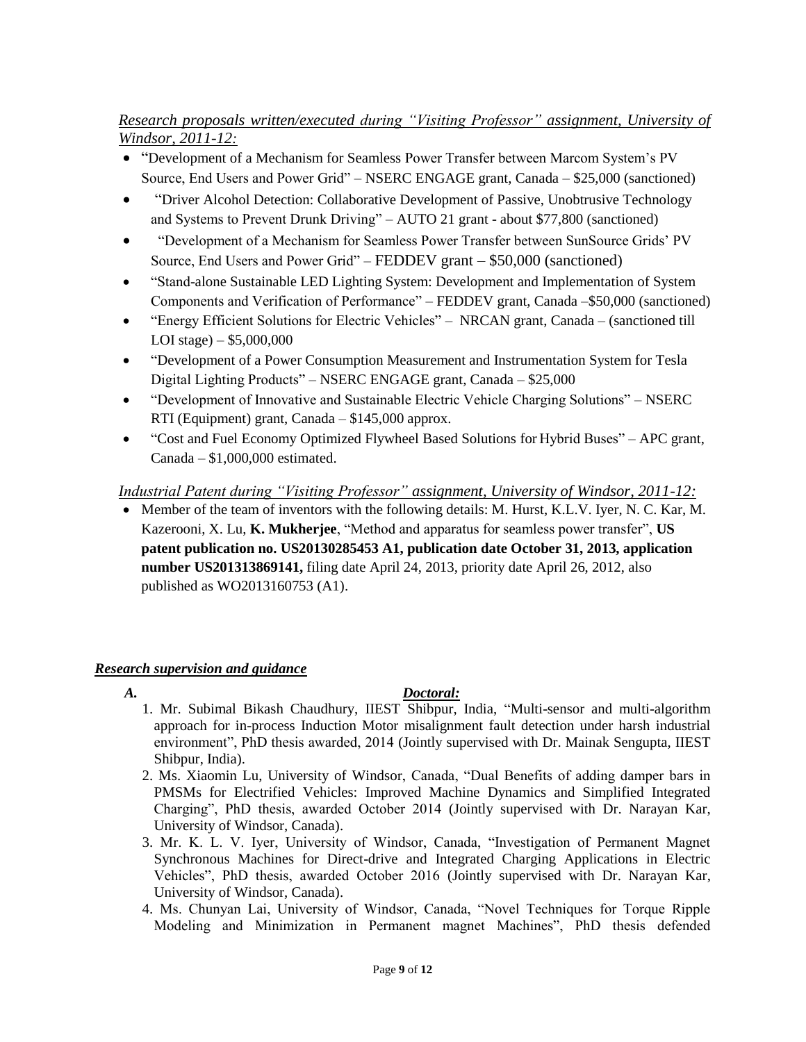*Research proposals written/executed during "Visiting Professor" assignment, University of Windsor, 2011-12:*

- "Development of a Mechanism for Seamless Power Transfer between Marcom System's PV Source, End Users and Power Grid" – NSERC ENGAGE grant, Canada – $25,000 (sanctioned)
- "Driver Alcohol Detection: Collaborative Development of Passive, Unobtrusive Technology and Systems to Prevent Drunk Driving" – AUTO 21 grant - about $77,800 (sanctioned)
- "Development of a Mechanism for Seamless Power Transfer between SunSource Grids' PV Source, End Users and Power Grid" – FEDDEV grant – $50,000 (sanctioned)
- "Stand-alone Sustainable LED Lighting System: Development and Implementation of System Components and Verification of Performance" – FEDDEV grant, Canada –$50,000 (sanctioned)
- "Energy Efficient Solutions for Electric Vehicles" – NRCAN grant, Canada – (sanctioned till LOI stage) – $5,000,000
- "Development of a Power Consumption Measurement and Instrumentation System for Tesla Digital Lighting Products" – NSERC ENGAGE grant, Canada – $25,000
- "Development of Innovative and Sustainable Electric Vehicle Charging Solutions" – NSERC RTI (Equipment) grant, Canada – $145,000 approx.
- "Cost and Fuel Economy Optimized Flywheel Based Solutions for Hybrid Buses" – APC grant, Canada – $1,000,000 estimated.

*Industrial Patent during "Visiting Professor" assignment, University of Windsor, 2011-12:*

- Member of the team of inventors with the following details: M. Hurst, K.L.V. Iyer, N. C. Kar, M. Kazerooni, X. Lu, **K. Mukherjee**, "Method and apparatus for seamless power transfer", **US patent publication no. US20130285453 A1, publication date October 31, 2013, application number US201313869141,** filing date April 24, 2013, priority date April 26, 2012, also published as WO2013160753 (A1).

***Research supervision and guidance***

***A. Doctoral:***

1. Mr. Subimal Bikash Chaudhury, IIEST Shibpur, India, "Multi-sensor and multi-algorithm approach for in-process Induction Motor misalignment fault detection under harsh industrial environment", PhD thesis awarded, 2014 (Jointly supervised with Dr. Mainak Sengupta, IIEST Shibpur, India).
2. Ms. Xiaomin Lu, University of Windsor, Canada, "Dual Benefits of adding damper bars in PMSMs for Electrified Vehicles: Improved Machine Dynamics and Simplified Integrated Charging", PhD thesis, awarded October 2014 (Jointly supervised with Dr. Narayan Kar, University of Windsor, Canada).
3. Mr. K. L. V. Iyer, University of Windsor, Canada, "Investigation of Permanent Magnet Synchronous Machines for Direct-drive and Integrated Charging Applications in Electric Vehicles", PhD thesis, awarded October 2016 (Jointly supervised with Dr. Narayan Kar, University of Windsor, Canada).
4. Ms. Chunyan Lai, University of Windsor, Canada, "Novel Techniques for Torque Ripple Modeling and Minimization in Permanent magnet Machines", PhD thesis defended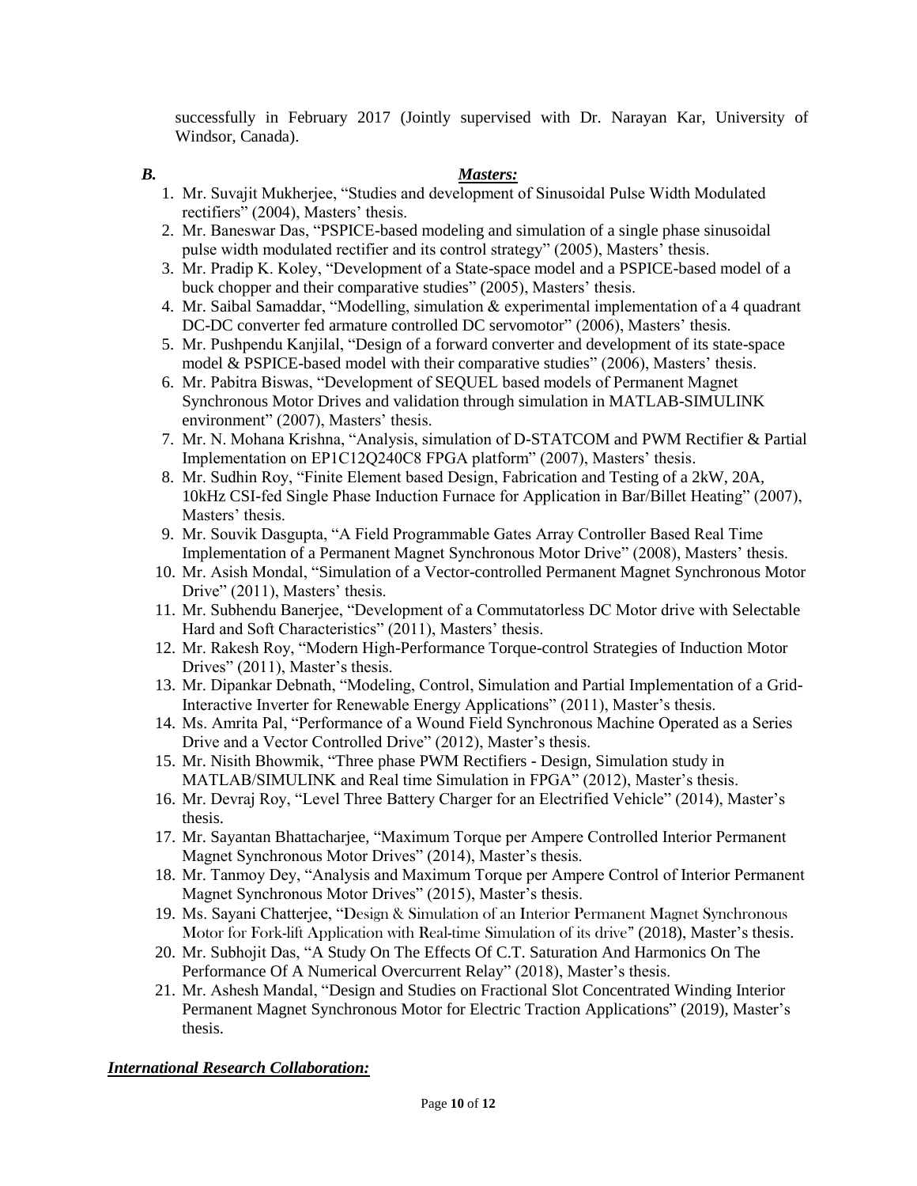successfully in February 2017 (Jointly supervised with Dr. Narayan Kar, University of Windsor, Canada).

***B. Masters:***

1. Mr. Suvajit Mukherjee, "Studies and development of Sinusoidal Pulse Width Modulated rectifiers" (2004), Masters' thesis.
2. Mr. Baneswar Das, "PSPICE-based modeling and simulation of a single phase sinusoidal pulse width modulated rectifier and its control strategy" (2005), Masters' thesis.
3. Mr. Pradip K. Koley, "Development of a State-space model and a PSPICE-based model of a buck chopper and their comparative studies" (2005), Masters' thesis.
4. Mr. Saibal Samaddar, "Modelling, simulation & experimental implementation of a 4 quadrant DC-DC converter fed armature controlled DC servomotor" (2006), Masters' thesis.
5. Mr. Pushpendu Kanjilal, "Design of a forward converter and development of its state-space model & PSPICE-based model with their comparative studies" (2006), Masters' thesis.
6. Mr. Pabitra Biswas, "Development of SEQUEL based models of Permanent Magnet Synchronous Motor Drives and validation through simulation in MATLAB-SIMULINK environment" (2007), Masters' thesis.
7. Mr. N. Mohana Krishna, "Analysis, simulation of D-STATCOM and PWM Rectifier & Partial Implementation on EP1C12Q240C8 FPGA platform" (2007), Masters' thesis.
8. Mr. Sudhin Roy, "Finite Element based Design, Fabrication and Testing of a 2kW, 20A, 10kHz CSI-fed Single Phase Induction Furnace for Application in Bar/Billet Heating" (2007), Masters' thesis.
9. Mr. Souvik Dasgupta, "A Field Programmable Gates Array Controller Based Real Time Implementation of a Permanent Magnet Synchronous Motor Drive" (2008), Masters' thesis.
10. Mr. Asish Mondal, "Simulation of a Vector-controlled Permanent Magnet Synchronous Motor Drive" (2011), Masters' thesis.
11. Mr. Subhendu Banerjee, "Development of a Commutatorless DC Motor drive with Selectable Hard and Soft Characteristics" (2011), Masters' thesis.
12. Mr. Rakesh Roy, "Modern High-Performance Torque-control Strategies of Induction Motor Drives" (2011), Master's thesis.
13. Mr. Dipankar Debnath, "Modeling, Control, Simulation and Partial Implementation of a Grid-Interactive Inverter for Renewable Energy Applications" (2011), Master's thesis.
14. Ms. Amrita Pal, "Performance of a Wound Field Synchronous Machine Operated as a Series Drive and a Vector Controlled Drive" (2012), Master's thesis.
15. Mr. Nisith Bhowmik, "Three phase PWM Rectifiers - Design, Simulation study in MATLAB/SIMULINK and Real time Simulation in FPGA" (2012), Master's thesis.
16. Mr. Devraj Roy, "Level Three Battery Charger for an Electrified Vehicle" (2014), Master's thesis.
17. Mr. Sayantan Bhattacharjee, "Maximum Torque per Ampere Controlled Interior Permanent Magnet Synchronous Motor Drives" (2014), Master's thesis.
18. Mr. Tanmoy Dey, "Analysis and Maximum Torque per Ampere Control of Interior Permanent Magnet Synchronous Motor Drives" (2015), Master's thesis.
19. Ms. Sayani Chatterjee, "Design & Simulation of an Interior Permanent Magnet Synchronous Motor for Fork-lift Application with Real-time Simulation of its drive" (2018), Master's thesis.
20. Mr. Subhojit Das, "A Study On The Effects Of C.T. Saturation And Harmonics On The Performance Of A Numerical Overcurrent Relay" (2018), Master's thesis.
21. Mr. Ashesh Mandal, "Design and Studies on Fractional Slot Concentrated Winding Interior Permanent Magnet Synchronous Motor for Electric Traction Applications" (2019), Master's thesis.

***International Research Collaboration:***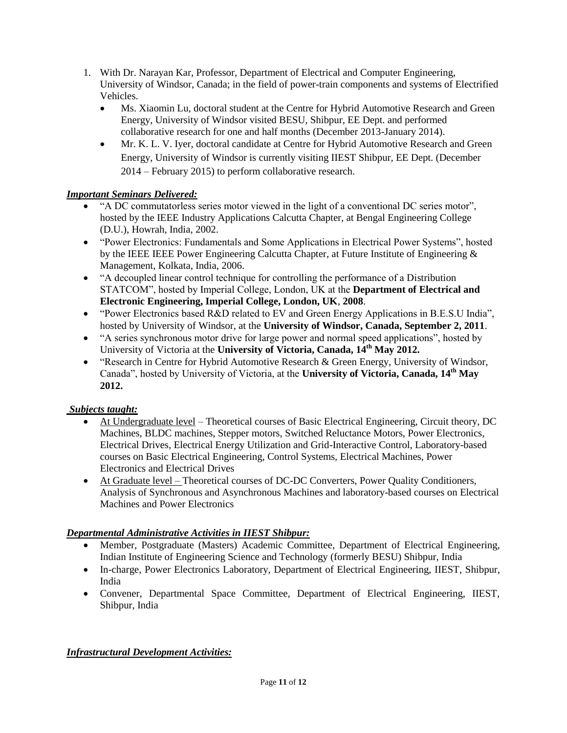1. With Dr. Narayan Kar, Professor, Department of Electrical and Computer Engineering, University of Windsor, Canada; in the field of power-train components and systems of Electrified Vehicles.
   - Ms. Xiaomin Lu, doctoral student at the Centre for Hybrid Automotive Research and Green Energy, University of Windsor visited BESU, Shibpur, EE Dept. and performed collaborative research for one and half months (December 2013-January 2014).
   - Mr. K. L. V. Iyer, doctoral candidate at Centre for Hybrid Automotive Research and Green Energy, University of Windsor is currently visiting IIEST Shibpur, EE Dept. (December 2014 – February 2015) to perform collaborative research.

***Important Seminars Delivered:***

- "A DC commutatorless series motor viewed in the light of a conventional DC series motor", hosted by the IEEE Industry Applications Calcutta Chapter, at Bengal Engineering College (D.U.), Howrah, India, 2002.
- "Power Electronics: Fundamentals and Some Applications in Electrical Power Systems", hosted by the IEEE IEEE Power Engineering Calcutta Chapter, at Future Institute of Engineering & Management, Kolkata, India, 2006.
- "A decoupled linear control technique for controlling the performance of a Distribution STATCOM", hosted by Imperial College, London, UK at the **Department of Electrical and Electronic Engineering, Imperial College, London, UK**, **2008**.
- "Power Electronics based R&D related to EV and Green Energy Applications in B.E.S.U India", hosted by University of Windsor, at the **University of Windsor, Canada, September 2, 2011**.
- "A series synchronous motor drive for large power and normal speed applications", hosted by University of Victoria at the **University of Victoria, Canada, 14th May 2012.**
- "Research in Centre for Hybrid Automotive Research & Green Energy, University of Windsor, Canada", hosted by University of Victoria, at the **University of Victoria, Canada, 14th May 2012.**

***Subjects taught:***

- At Undergraduate level – Theoretical courses of Basic Electrical Engineering, Circuit theory, DC Machines, BLDC machines, Stepper motors, Switched Reluctance Motors, Power Electronics, Electrical Drives, Electrical Energy Utilization and Grid-Interactive Control, Laboratory-based courses on Basic Electrical Engineering, Control Systems, Electrical Machines, Power Electronics and Electrical Drives
- At Graduate level – Theoretical courses of DC-DC Converters, Power Quality Conditioners, Analysis of Synchronous and Asynchronous Machines and laboratory-based courses on Electrical Machines and Power Electronics

***Departmental Administrative Activities in IIEST Shibpur:***

- Member, Postgraduate (Masters) Academic Committee, Department of Electrical Engineering, Indian Institute of Engineering Science and Technology (formerly BESU) Shibpur, India
- In-charge, Power Electronics Laboratory, Department of Electrical Engineering, IIEST, Shibpur, India
- Convener, Departmental Space Committee, Department of Electrical Engineering, IIEST, Shibpur, India

***Infrastructural Development Activities:***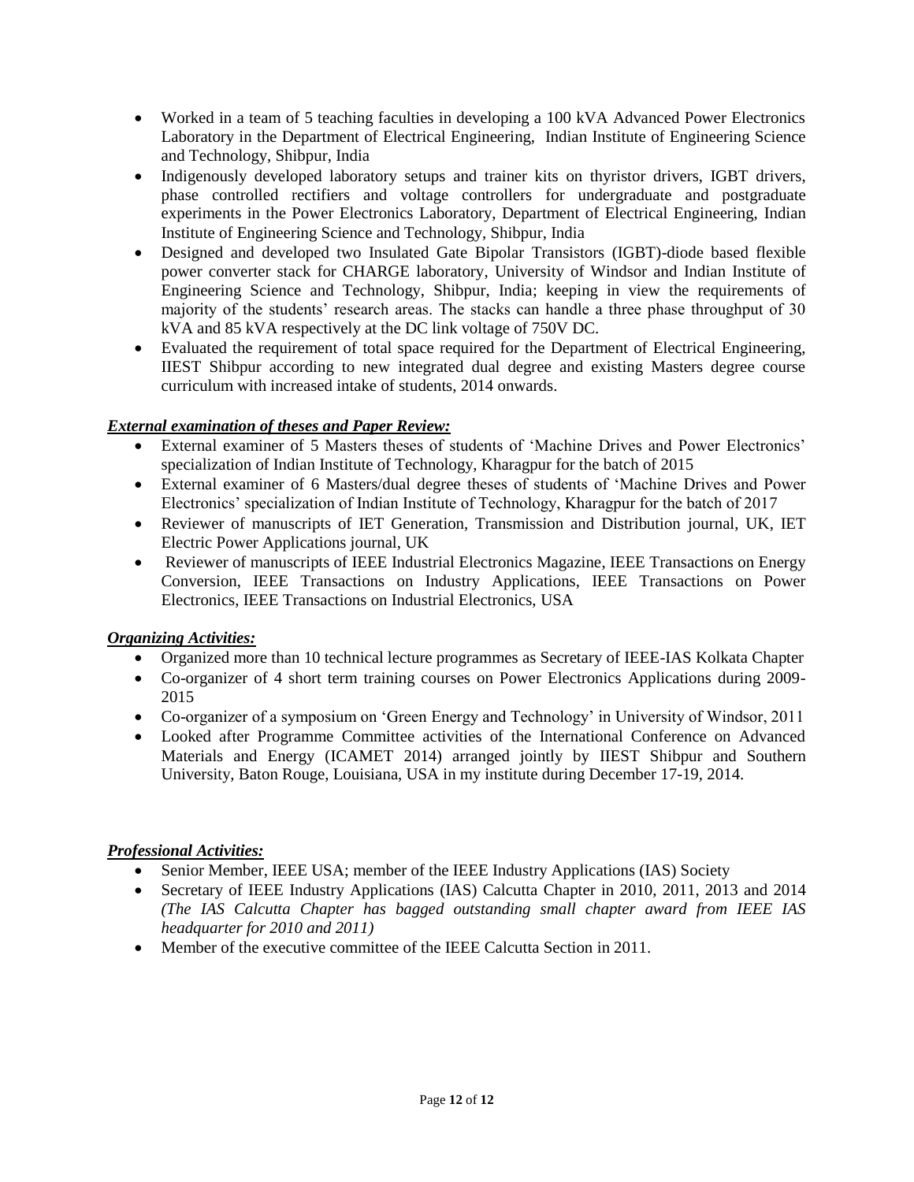- Worked in a team of 5 teaching faculties in developing a 100 kVA Advanced Power Electronics Laboratory in the Department of Electrical Engineering, Indian Institute of Engineering Science and Technology, Shibpur, India
- Indigenously developed laboratory setups and trainer kits on thyristor drivers, IGBT drivers, phase controlled rectifiers and voltage controllers for undergraduate and postgraduate experiments in the Power Electronics Laboratory, Department of Electrical Engineering, Indian Institute of Engineering Science and Technology, Shibpur, India
- Designed and developed two Insulated Gate Bipolar Transistors (IGBT)-diode based flexible power converter stack for CHARGE laboratory, University of Windsor and Indian Institute of Engineering Science and Technology, Shibpur, India; keeping in view the requirements of majority of the students' research areas. The stacks can handle a three phase throughput of 30 kVA and 85 kVA respectively at the DC link voltage of 750V DC.
- Evaluated the requirement of total space required for the Department of Electrical Engineering, IIEST Shibpur according to new integrated dual degree and existing Masters degree course curriculum with increased intake of students, 2014 onwards.

***External examination of theses and Paper Review:***

- External examiner of 5 Masters theses of students of 'Machine Drives and Power Electronics' specialization of Indian Institute of Technology, Kharagpur for the batch of 2015
- External examiner of 6 Masters/dual degree theses of students of 'Machine Drives and Power Electronics' specialization of Indian Institute of Technology, Kharagpur for the batch of 2017
- Reviewer of manuscripts of IET Generation, Transmission and Distribution journal, UK, IET Electric Power Applications journal, UK
- Reviewer of manuscripts of IEEE Industrial Electronics Magazine, IEEE Transactions on Energy Conversion, IEEE Transactions on Industry Applications, IEEE Transactions on Power Electronics, IEEE Transactions on Industrial Electronics, USA

***Organizing Activities:***

- Organized more than 10 technical lecture programmes as Secretary of IEEE-IAS Kolkata Chapter
- Co-organizer of 4 short term training courses on Power Electronics Applications during 2009-2015
- Co-organizer of a symposium on 'Green Energy and Technology' in University of Windsor, 2011
- Looked after Programme Committee activities of the International Conference on Advanced Materials and Energy (ICAMET 2014) arranged jointly by IIEST Shibpur and Southern University, Baton Rouge, Louisiana, USA in my institute during December 17-19, 2014.

***Professional Activities:***

- Senior Member, IEEE USA; member of the IEEE Industry Applications (IAS) Society
- Secretary of IEEE Industry Applications (IAS) Calcutta Chapter in 2010, 2011, 2013 and 2014 *(The IAS Calcutta Chapter has bagged outstanding small chapter award from IEEE IAS headquarter for 2010 and 2011)*
- Member of the executive committee of the IEEE Calcutta Section in 2011.